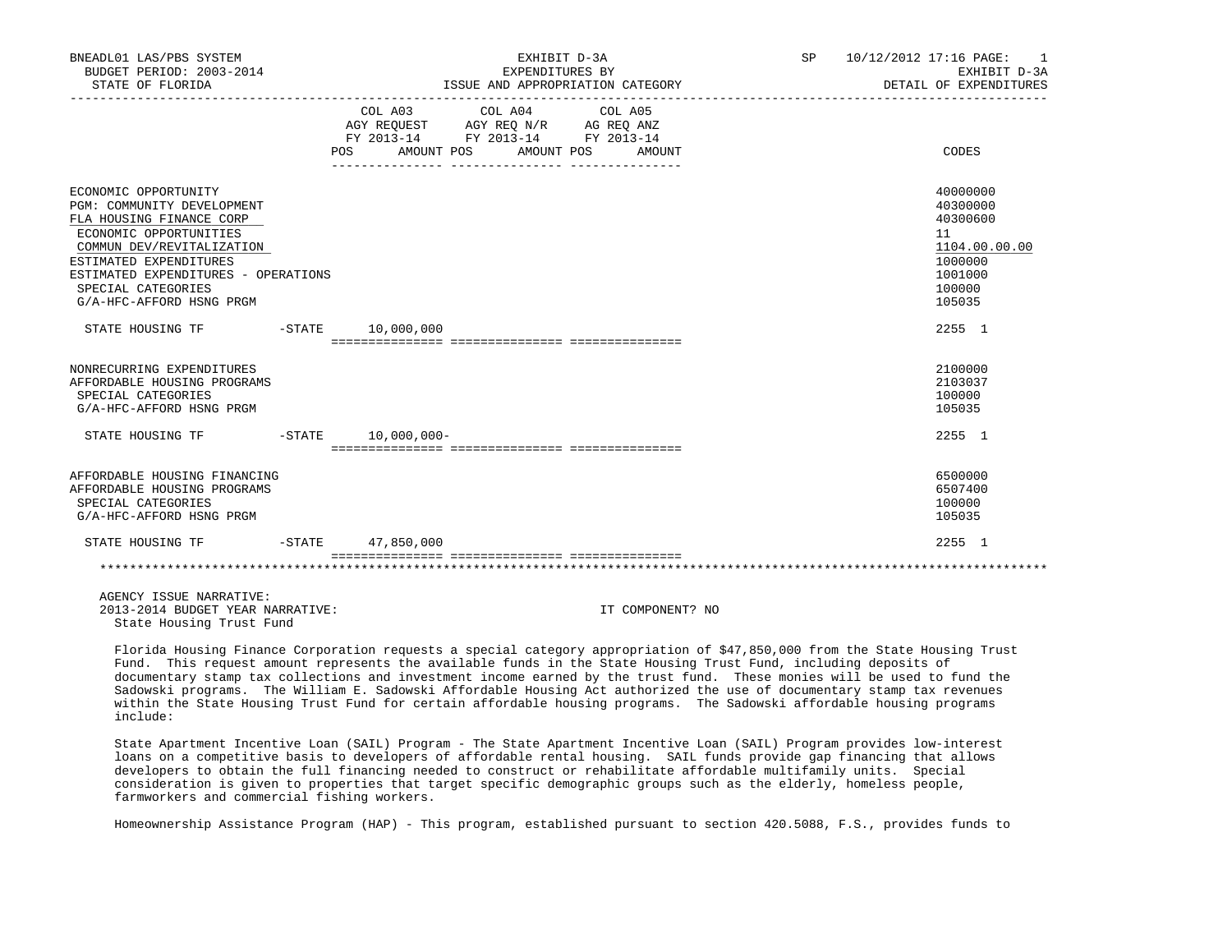BNEADL01 LAS/PBS SYSTEM
BUDGET PERIOD: 2003-2014
STATE OF FLORIDA

EXHIBIT D-3A
EXPENDITURES BY
ISSUE AND APPROPRIATION CATEGORY

SP 10/12/2012 17:16
EXHIBIT D-3A
DETAIL OF EXPENDITURES

| | COL A03 AGY REQUEST FY 2013-14 POS AMOUNT | COL A04 AGY REQ N/R FY 2013-14 POS AMOUNT | COL A05 AG REQ ANZ FY 2013-14 POS AMOUNT | CODES |
|---|---|---|---|---|
| ECONOMIC OPPORTUNITY | | | | 40000000 |
| PGM: COMMUNITY DEVELOPMENT | | | | 40300000 |
| FLA HOUSING FINANCE CORP | | | | 40300600 |
| ECONOMIC OPPORTUNITIES | | | | 11 |
| COMMUN DEV/REVITALIZATION | | | | 1104.00.00.00 |
| ESTIMATED EXPENDITURES | | | | 1000000 |
| ESTIMATED EXPENDITURES - OPERATIONS | | | | 1001000 |
| SPECIAL CATEGORIES | | | | 100000 |
| G/A-HFC-AFFORD HSNG PRGM | | | | 105035 |
| STATE HOUSING TF -STATE | 10,000,000 | | | 2255 1 |
| NONRECURRING EXPENDITURES | | | | 2100000 |
| AFFORDABLE HOUSING PROGRAMS | | | | 2103037 |
| SPECIAL CATEGORIES | | | | 100000 |
| G/A-HFC-AFFORD HSNG PRGM | | | | 105035 |
| STATE HOUSING TF -STATE | 10,000,000- | | | 2255 1 |
| AFFORDABLE HOUSING FINANCING | | | | 6500000 |
| AFFORDABLE HOUSING PROGRAMS | | | | 6507400 |
| SPECIAL CATEGORIES | | | | 100000 |
| G/A-HFC-AFFORD HSNG PRGM | | | | 105035 |
| STATE HOUSING TF -STATE | 47,850,000 | | | 2255 1 |

AGENCY ISSUE NARRATIVE:
2013-2014 BUDGET YEAR NARRATIVE: IT COMPONENT? NO
State Housing Trust Fund

Florida Housing Finance Corporation requests a special category appropriation of $47,850,000 from the State Housing Trust Fund. This request amount represents the available funds in the State Housing Trust Fund, including deposits of documentary stamp tax collections and investment income earned by the trust fund. These monies will be used to fund the Sadowski programs. The William E. Sadowski Affordable Housing Act authorized the use of documentary stamp tax revenues within the State Housing Trust Fund for certain affordable housing programs. The Sadowski affordable housing programs include:

State Apartment Incentive Loan (SAIL) Program - The State Apartment Incentive Loan (SAIL) Program provides low-interest loans on a competitive basis to developers of affordable rental housing. SAIL funds provide gap financing that allows developers to obtain the full financing needed to construct or rehabilitate affordable multifamily units. Special consideration is given to properties that target specific demographic groups such as the elderly, homeless people, farmworkers and commercial fishing workers.

Homeownership Assistance Program (HAP) - This program, established pursuant to section 420.5088, F.S., provides funds to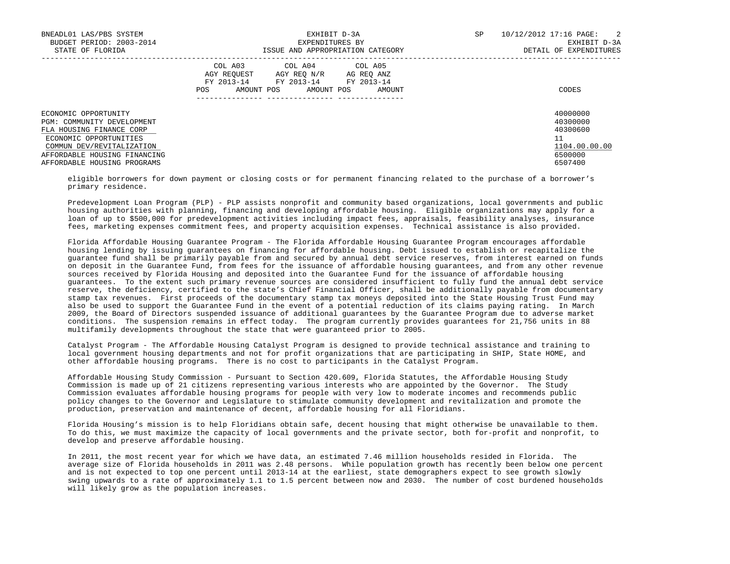| | COL A03 AGY REQUEST FY 2013-14 POS AMOUNT | COL A04 AGY REQ N/R FY 2013-14 POS AMOUNT | COL A05 AG REQ ANZ FY 2013-14 POS AMOUNT | CODES |
|---|---|---|---|---|
| ECONOMIC OPPORTUNITY | | | | 40000000 |
| PGM: COMMUNITY DEVELOPMENT | | | | 40300000 |
| FLA HOUSING FINANCE CORP | | | | 40300600 |
| ECONOMIC OPPORTUNITIES | | | | 11 |
| COMMUN DEV/REVITALIZATION | | | | 1104.00.00.00 |
| AFFORDABLE HOUSING FINANCING | | | | 6500000 |
| AFFORDABLE HOUSING PROGRAMS | | | | 6507400 |

eligible borrowers for down payment or closing costs or for permanent financing related to the purchase of a borrower's primary residence.

Predevelopment Loan Program (PLP) - PLP assists nonprofit and community based organizations, local governments and public housing authorities with planning, financing and developing affordable housing. Eligible organizations may apply for a loan of up to $500,000 for predevelopment activities including impact fees, appraisals, feasibility analyses, insurance fees, marketing expenses commitment fees, and property acquisition expenses. Technical assistance is also provided.

Florida Affordable Housing Guarantee Program - The Florida Affordable Housing Guarantee Program encourages affordable housing lending by issuing guarantees on financing for affordable housing. Debt issued to establish or recapitalize the guarantee fund shall be primarily payable from and secured by annual debt service reserves, from interest earned on funds on deposit in the Guarantee Fund, from fees for the issuance of affordable housing guarantees, and from any other revenue sources received by Florida Housing and deposited into the Guarantee Fund for the issuance of affordable housing guarantees. To the extent such primary revenue sources are considered insufficient to fully fund the annual debt service reserve, the deficiency, certified to the state's Chief Financial Officer, shall be additionally payable from documentary stamp tax revenues. First proceeds of the documentary stamp tax moneys deposited into the State Housing Trust Fund may also be used to support the Guarantee Fund in the event of a potential reduction of its claims paying rating. In March 2009, the Board of Directors suspended issuance of additional guarantees by the Guarantee Program due to adverse market conditions. The suspension remains in effect today. The program currently provides guarantees for 21,756 units in 88 multifamily developments throughout the state that were guaranteed prior to 2005.

Catalyst Program - The Affordable Housing Catalyst Program is designed to provide technical assistance and training to local government housing departments and not for profit organizations that are participating in SHIP, State HOME, and other affordable housing programs. There is no cost to participants in the Catalyst Program.

Affordable Housing Study Commission - Pursuant to Section 420.609, Florida Statutes, the Affordable Housing Study Commission is made up of 21 citizens representing various interests who are appointed by the Governor. The Study Commission evaluates affordable housing programs for people with very low to moderate incomes and recommends public policy changes to the Governor and Legislature to stimulate community development and revitalization and promote the production, preservation and maintenance of decent, affordable housing for all Floridians.

Florida Housing's mission is to help Floridians obtain safe, decent housing that might otherwise be unavailable to them. To do this, we must maximize the capacity of local governments and the private sector, both for-profit and nonprofit, to develop and preserve affordable housing.

In 2011, the most recent year for which we have data, an estimated 7.46 million households resided in Florida. The average size of Florida households in 2011 was 2.48 persons. While population growth has recently been below one percent and is not expected to top one percent until 2013-14 at the earliest, state demographers expect to see growth slowly swing upwards to a rate of approximately 1.1 to 1.5 percent between now and 2030. The number of cost burdened households will likely grow as the population increases.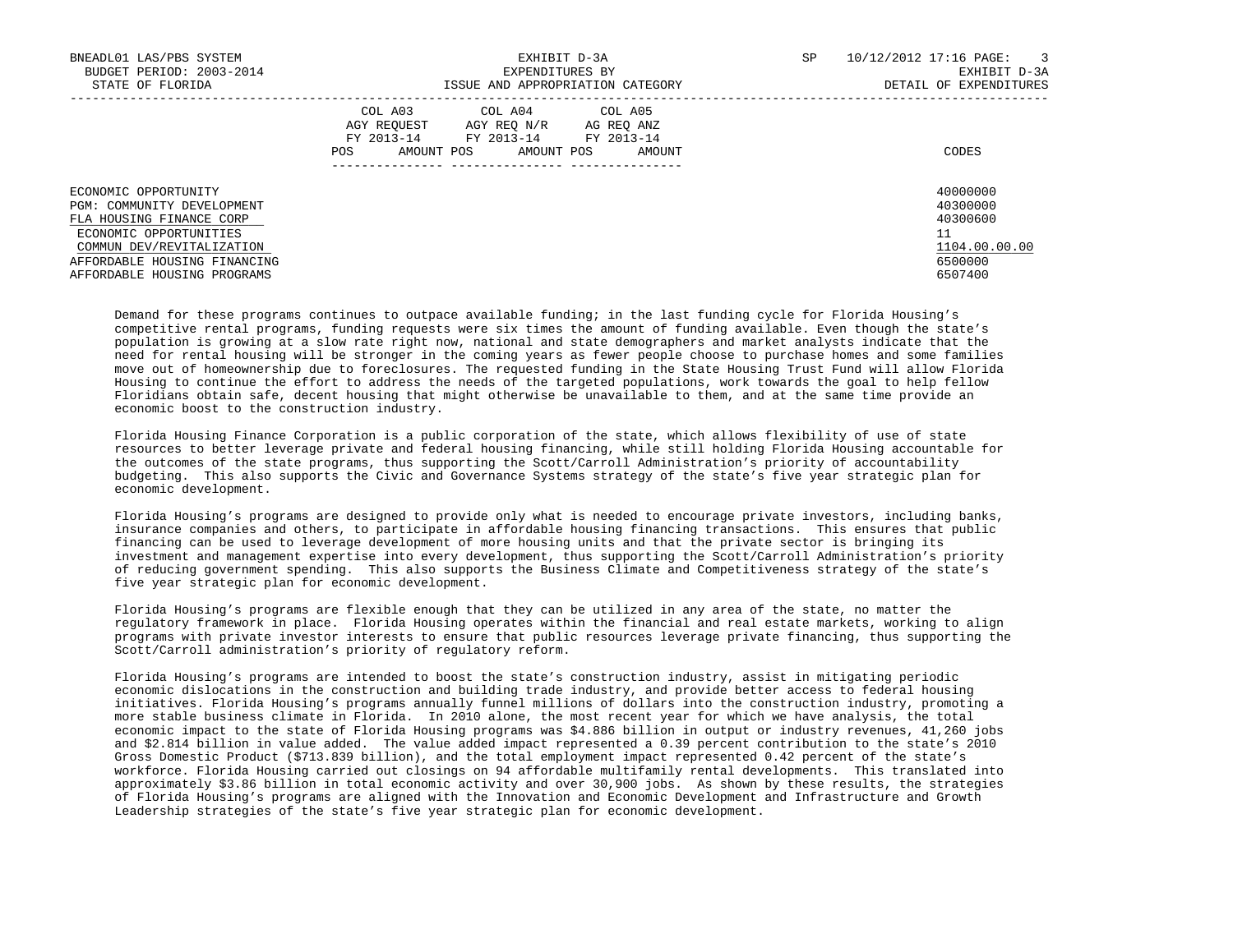| | COL A03 AGY REQUEST FY 2013-14 POS AMOUNT | COL A04 AGY REQ N/R FY 2013-14 POS AMOUNT | COL A05 AG REQ ANZ FY 2013-14 POS AMOUNT | CODES |
|---|---|---|---|---|
| ECONOMIC OPPORTUNITY | | | | 40000000 |
| PGM: COMMUNITY DEVELOPMENT | | | | 40300000 |
| FLA HOUSING FINANCE CORP | | | | 40300600 |
| ECONOMIC OPPORTUNITIES | | | | 11 |
| COMMUN DEV/REVITALIZATION | | | | 1104.00.00.00 |
| AFFORDABLE HOUSING FINANCING | | | | 6500000 |
| AFFORDABLE HOUSING PROGRAMS | | | | 6507400 |

Demand for these programs continues to outpace available funding; in the last funding cycle for Florida Housing's competitive rental programs, funding requests were six times the amount of funding available. Even though the state's population is growing at a slow rate right now, national and state demographers and market analysts indicate that the need for rental housing will be stronger in the coming years as fewer people choose to purchase homes and some families move out of homeownership due to foreclosures. The requested funding in the State Housing Trust Fund will allow Florida Housing to continue the effort to address the needs of the targeted populations, work towards the goal to help fellow Floridians obtain safe, decent housing that might otherwise be unavailable to them, and at the same time provide an economic boost to the construction industry.

Florida Housing Finance Corporation is a public corporation of the state, which allows flexibility of use of state resources to better leverage private and federal housing financing, while still holding Florida Housing accountable for the outcomes of the state programs, thus supporting the Scott/Carroll Administration's priority of accountability budgeting. This also supports the Civic and Governance Systems strategy of the state's five year strategic plan for economic development.

Florida Housing's programs are designed to provide only what is needed to encourage private investors, including banks, insurance companies and others, to participate in affordable housing financing transactions. This ensures that public financing can be used to leverage development of more housing units and that the private sector is bringing its investment and management expertise into every development, thus supporting the Scott/Carroll Administration's priority of reducing government spending. This also supports the Business Climate and Competitiveness strategy of the state's five year strategic plan for economic development.

Florida Housing's programs are flexible enough that they can be utilized in any area of the state, no matter the regulatory framework in place. Florida Housing operates within the financial and real estate markets, working to align programs with private investor interests to ensure that public resources leverage private financing, thus supporting the Scott/Carroll administration's priority of regulatory reform.

Florida Housing's programs are intended to boost the state's construction industry, assist in mitigating periodic economic dislocations in the construction and building trade industry, and provide better access to federal housing initiatives. Florida Housing's programs annually funnel millions of dollars into the construction industry, promoting a more stable business climate in Florida. In 2010 alone, the most recent year for which we have analysis, the total economic impact to the state of Florida Housing programs was $4.886 billion in output or industry revenues, 41,260 jobs and $2.814 billion in value added. The value added impact represented a 0.39 percent contribution to the state's 2010 Gross Domestic Product ($713.839 billion), and the total employment impact represented 0.42 percent of the state's workforce. Florida Housing carried out closings on 94 affordable multifamily rental developments. This translated into approximately $3.86 billion in total economic activity and over 30,900 jobs. As shown by these results, the strategies of Florida Housing's programs are aligned with the Innovation and Economic Development and Infrastructure and Growth Leadership strategies of the state's five year strategic plan for economic development.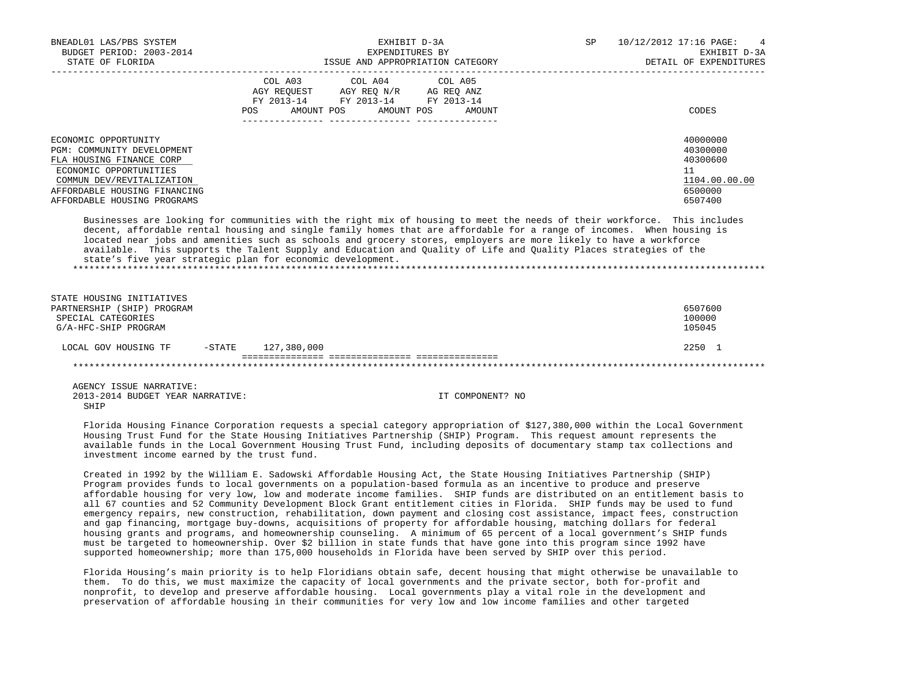| | COL A03 AGY REQUEST FY 2013-14 POS AMOUNT | COL A04 AGY REQ N/R FY 2013-14 POS AMOUNT | COL A05 AG REQ ANZ FY 2013-14 POS AMOUNT | CODES |
|---|---|---|---|---|
| ECONOMIC OPPORTUNITY | | | | 40000000 |
| PGM: COMMUNITY DEVELOPMENT | | | | 40300000 |
| FLA HOUSING FINANCE CORP | | | | 40300600 |
| ECONOMIC OPPORTUNITIES | | | | 11 |
| COMMUN DEV/REVITALIZATION | | | | 1104.00.00.00 |
| AFFORDABLE HOUSING FINANCING | | | | 6500000 |
| AFFORDABLE HOUSING PROGRAMS | | | | 6507400 |

Businesses are looking for communities with the right mix of housing to meet the needs of their workforce. This includes decent, affordable rental housing and single family homes that are affordable for a range of incomes. When housing is located near jobs and amenities such as schools and grocery stores, employers are more likely to have a workforce available. This supports the Talent Supply and Education and Quality of Life and Quality Places strategies of the state's five year strategic plan for economic development.

*******************************************************************************************************************

| | COL A03 | COL A04 | COL A05 | CODES |
|---|---|---|---|---|
| STATE HOUSING INITIATIVES PARTNERSHIP (SHIP) PROGRAM | | | | 6507600 |
| SPECIAL CATEGORIES | | | | 100000 |
| G/A-HFC-SHIP PROGRAM | | | | 105045 |
| LOCAL GOV HOUSING TF -STATE | 127,380,000 | | | 2250 1 |

*******************************************************************************************************************

AGENCY ISSUE NARRATIVE:
2013-2014 BUDGET YEAR NARRATIVE: IT COMPONENT? NO
SHIP

Florida Housing Finance Corporation requests a special category appropriation of $127,380,000 within the Local Government Housing Trust Fund for the State Housing Initiatives Partnership (SHIP) Program. This request amount represents the available funds in the Local Government Housing Trust Fund, including deposits of documentary stamp tax collections and investment income earned by the trust fund.

Created in 1992 by the William E. Sadowski Affordable Housing Act, the State Housing Initiatives Partnership (SHIP) Program provides funds to local governments on a population-based formula as an incentive to produce and preserve affordable housing for very low, low and moderate income families. SHIP funds are distributed on an entitlement basis to all 67 counties and 52 Community Development Block Grant entitlement cities in Florida. SHIP funds may be used to fund emergency repairs, new construction, rehabilitation, down payment and closing cost assistance, impact fees, construction and gap financing, mortgage buy-downs, acquisitions of property for affordable housing, matching dollars for federal housing grants and programs, and homeownership counseling. A minimum of 65 percent of a local government's SHIP funds must be targeted to homeownership. Over $2 billion in state funds that have gone into this program since 1992 have supported homeownership; more than 175,000 households in Florida have been served by SHIP over this period.

Florida Housing's main priority is to help Floridians obtain safe, decent housing that might otherwise be unavailable to them. To do this, we must maximize the capacity of local governments and the private sector, both for-profit and nonprofit, to develop and preserve affordable housing. Local governments play a vital role in the development and preservation of affordable housing in their communities for very low and low income families and other targeted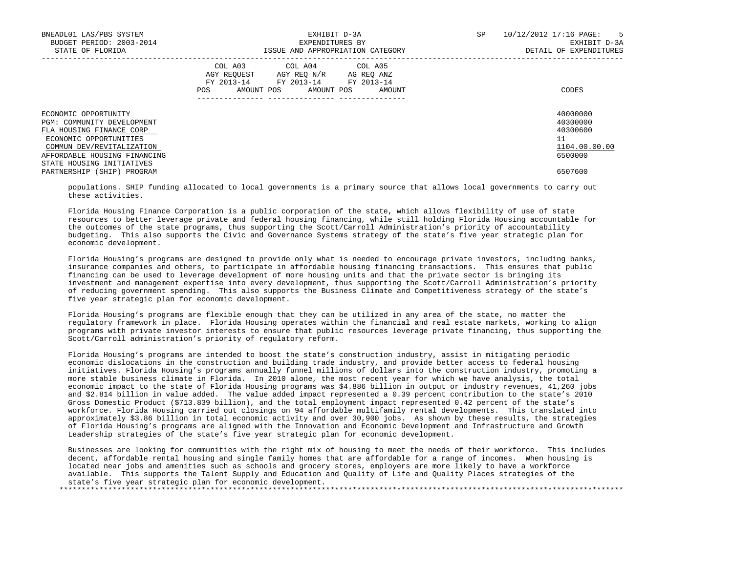| | COL A03 AGY REQUEST FY 2013-14 POS AMOUNT | COL A04 AGY REQ N/R FY 2013-14 POS AMOUNT | COL A05 AG REQ ANZ FY 2013-14 POS AMOUNT | CODES |
|---|---|---|---|---|
| ECONOMIC OPPORTUNITY | | | | 40000000 |
| PGM: COMMUNITY DEVELOPMENT | | | | 40300000 |
| FLA HOUSING FINANCE CORP | | | | 40300600 |
| ECONOMIC OPPORTUNITIES | | | | 11 |
| COMMUN DEV/REVITALIZATION | | | | 1104.00.00.00 |
| AFFORDABLE HOUSING FINANCING | | | | 6500000 |
| STATE HOUSING INITIATIVES PARTNERSHIP (SHIP) PROGRAM | | | | 6507600 |

populations. SHIP funding allocated to local governments is a primary source that allows local governments to carry out these activities.

Florida Housing Finance Corporation is a public corporation of the state, which allows flexibility of use of state resources to better leverage private and federal housing financing, while still holding Florida Housing accountable for the outcomes of the state programs, thus supporting the Scott/Carroll Administration's priority of accountability budgeting. This also supports the Civic and Governance Systems strategy of the state's five year strategic plan for economic development.

Florida Housing's programs are designed to provide only what is needed to encourage private investors, including banks, insurance companies and others, to participate in affordable housing financing transactions. This ensures that public financing can be used to leverage development of more housing units and that the private sector is bringing its investment and management expertise into every development, thus supporting the Scott/Carroll Administration's priority of reducing government spending. This also supports the Business Climate and Competitiveness strategy of the state's five year strategic plan for economic development.

Florida Housing's programs are flexible enough that they can be utilized in any area of the state, no matter the regulatory framework in place. Florida Housing operates within the financial and real estate markets, working to align programs with private investor interests to ensure that public resources leverage private financing, thus supporting the Scott/Carroll administration's priority of regulatory reform.

Florida Housing's programs are intended to boost the state's construction industry, assist in mitigating periodic economic dislocations in the construction and building trade industry, and provide better access to federal housing initiatives. Florida Housing's programs annually funnel millions of dollars into the construction industry, promoting a more stable business climate in Florida. In 2010 alone, the most recent year for which we have analysis, the total economic impact to the state of Florida Housing programs was $4.886 billion in output or industry revenues, 41,260 jobs and $2.814 billion in value added. The value added impact represented a 0.39 percent contribution to the state's 2010 Gross Domestic Product ($713.839 billion), and the total employment impact represented 0.42 percent of the state's workforce. Florida Housing carried out closings on 94 affordable multifamily rental developments. This translated into approximately $3.86 billion in total economic activity and over 30,900 jobs. As shown by these results, the strategies of Florida Housing's programs are aligned with the Innovation and Economic Development and Infrastructure and Growth Leadership strategies of the state's five year strategic plan for economic development.

Businesses are looking for communities with the right mix of housing to meet the needs of their workforce. This includes decent, affordable rental housing and single family homes that are affordable for a range of incomes. When housing is located near jobs and amenities such as schools and grocery stores, employers are more likely to have a workforce available. This supports the Talent Supply and Education and Quality of Life and Quality Places strategies of the state's five year strategic plan for economic development.

***************************************************************************************************************************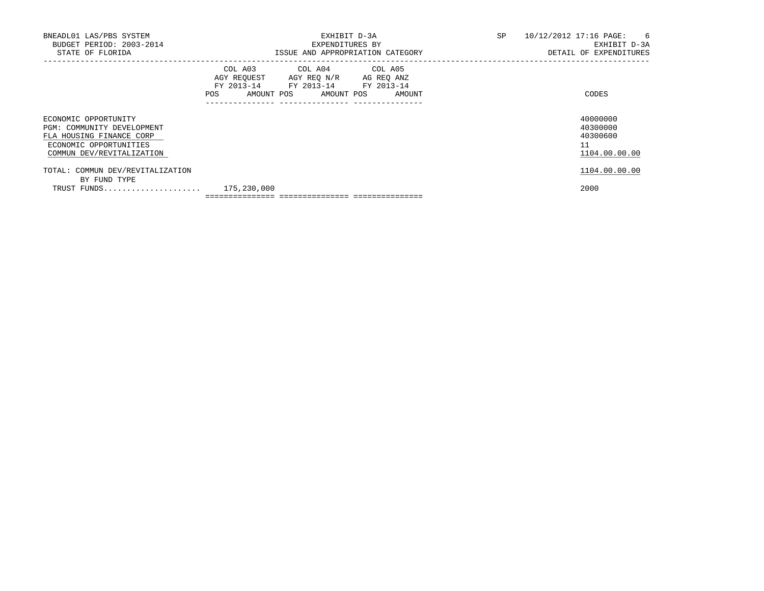BNEADL01 LAS/PBS SYSTEM
BUDGET PERIOD: 2003-2014
STATE OF FLORIDA

EXHIBIT D-3A
EXPENDITURES BY
ISSUE AND APPROPRIATION CATEGORY

SP 10/12/2012 17:16
EXHIBIT D-3A
DETAIL OF EXPENDITURES

| | COL A03 AGY REQUEST FY 2013-14 POS AMOUNT | COL A04 AGY REQ N/R FY 2013-14 POS AMOUNT | COL A05 AG REQ ANZ FY 2013-14 POS AMOUNT | CODES |
|---|---|---|---|---|
| ECONOMIC OPPORTUNITY | | | | 40000000 |
| PGM: COMMUNITY DEVELOPMENT | | | | 40300000 |
| FLA HOUSING FINANCE CORP | | | | 40300600 |
| ECONOMIC OPPORTUNITIES | | | | 11 |
| COMMUN DEV/REVITALIZATION | | | | 1104.00.00.00 |
| TOTAL: COMMUN DEV/REVITALIZATION | | | | 1104.00.00.00 |
| BY FUND TYPE | | | | |
| TRUST FUNDS..................... | 175,230,000 | | | 2000 |